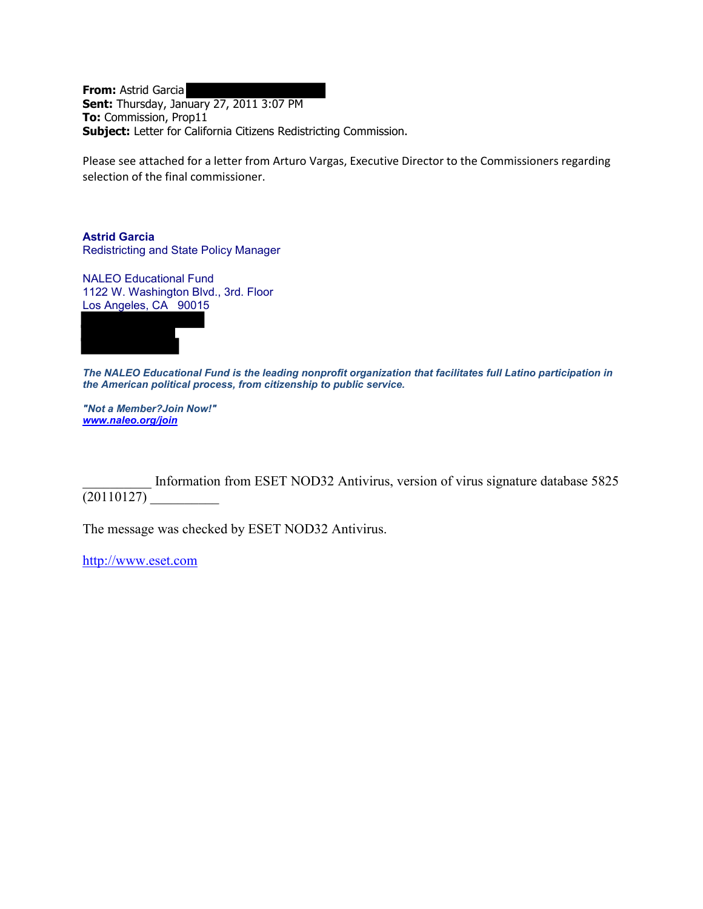**From:** Astrid Garcia
**Sent:** Thursday, January 27, 2011 3:07 PM
**To:** Commission, Prop11
**Subject:** Letter for California Citizens Redistricting Commission.

Please see attached for a letter from Arturo Vargas, Executive Director to the Commissioners regarding selection of the final commissioner.

**Astrid Garcia**
Redistricting and State Policy Manager

NALEO Educational Fund
1122 W. Washington Blvd., 3rd. Floor
Los Angeles, CA 90015

***The NALEO Educational Fund is the leading nonprofit organization that facilitates full Latino participation in the American political process, from citizenship to public service.***

***"Not a Member?Join Now!"***
***www.naleo.org/join***

__________ Information from ESET NOD32 Antivirus, version of virus signature database 5825 (20110127) __________

The message was checked by ESET NOD32 Antivirus.

http://www.eset.com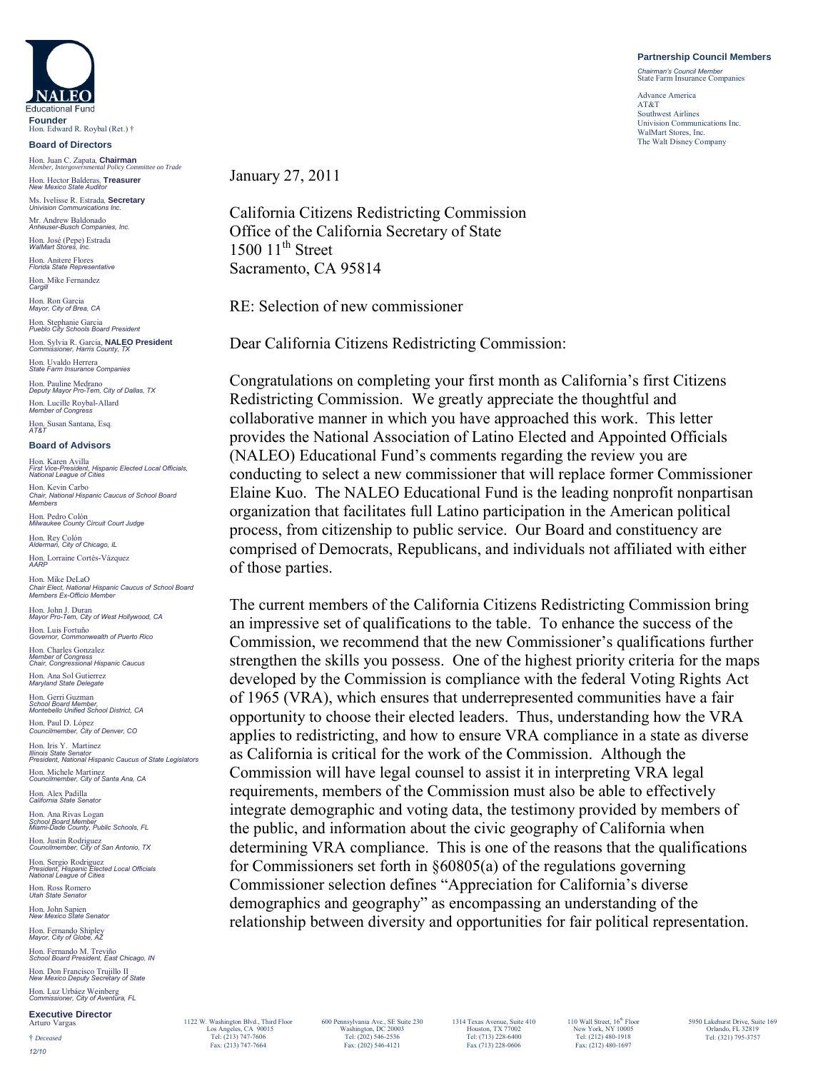**Partnership Council Members**

*Chairman's Council Member*
State Farm Insurance Companies

Advance America
AT&T
Southwest Airlines
Univision Communications Inc.
WalMart Stores, Inc.
The Walt Disney Company

NALEO Educational Fund

**Founder**
Hon. Edward R. Roybal (Ret.) †

**Board of Directors**

Hon. Juan C. Zapata, **Chairman**
*Member, Intergovernmental Policy Committee on Trade*

Hon. Hector Balderas, **Treasurer**
*New Mexico State Auditor*

Ms. Ivelisse R. Estrada, **Secretary**
*Univision Communications Inc.*

Mr. Andrew Baldonado
*Anheuser-Busch Companies, Inc.*

Hon. José (Pepe) Estrada
*WalMart Stores, Inc.*

Hon. Anitere Flores
*Florida State Representative*

Hon. Mike Fernandez
*Cargill*

Hon. Ron Garcia
*Mayor, City of Brea, CA*

Hon. Stephanie Garcia
*Pueblo City Schools Board President*

Hon. Sylvia R. Garcia, **NALEO President**
*Commissioner, Harris County, TX*

Hon. Uvaldo Herrera
*State Farm Insurance Companies*

Hon. Pauline Medrano
*Deputy Mayor Pro-Tem, City of Dallas, TX*

Hon. Lucille Roybal-Allard
*Member of Congress*

Hon. Susan Santana, Esq.
*AT&T*

**Board of Advisors**

Hon. Karen Avilla
*First Vice-President, Hispanic Elected Local Officials, National League of Cities*

Hon. Kevin Carbo
*Chair, National Hispanic Caucus of School Board Members*

Hon. Pedro Colón
*Milwaukee County Circuit Court Judge*

Hon. Rey Colón
*Alderman, City of Chicago, IL*

Hon. Lorraine Cortés-Vázquez
*AARP*

Hon. Mike DeLaO
*Chair Elect, National Hispanic Caucus of School Board Members Ex-Officio Member*

Hon. John J. Duran
*Mayor Pro-Tem, City of West Hollywood, CA*

Hon. Luis Fortuño
*Governor, Commonwealth of Puerto Rico*

Hon. Charles Gonzalez
*Member of Congress*
*Chair, Congressional Hispanic Caucus*

Hon. Ana Sol Gutierrez
*Maryland State Delegate*

Hon. Gerri Guzman
*School Board Member, Montebello Unified School District, CA*

Hon. Paul D. López
*Councilmember, City of Denver, CO*

Hon. Iris Y. Martinez
*Illinois State Senator*
*President, National Hispanic Caucus of State Legislators*

Hon. Michele Martinez
*Councilmember, City of Santa Ana, CA*

Hon. Alex Padilla
*California State Senator*

Hon. Ana Rivas Logan
*School Board Member*
*Miami-Dade County, Public Schools, FL*

Hon. Justin Rodriguez
*Councilmember, City of San Antonio, TX*

Hon. Sergio Rodriguez
*President, Hispanic Elected Local Officials National League of Cities*

Hon. Ross Romero
*Utah State Senator*

Hon. John Sapien
*New Mexico State Senator*

Hon. Fernando Shipley
*Mayor, City of Globe, AZ*

Hon. Fernando M. Treviño
*School Board President, East Chicago, IN*

Hon. Don Francisco Trujillo II
*New Mexico Deputy Secretary of State*

Hon. Luz Urbáez Weinberg
*Commissioner, City of Aventura, FL*

**Executive Director**
Arturo Vargas

† *Deceased*

*12/10*

January 27, 2011

California Citizens Redistricting Commission
Office of the California Secretary of State
1500 11th Street
Sacramento, CA 95814

RE: Selection of new commissioner

Dear California Citizens Redistricting Commission:

Congratulations on completing your first month as California's first Citizens Redistricting Commission. We greatly appreciate the thoughtful and collaborative manner in which you have approached this work. This letter provides the National Association of Latino Elected and Appointed Officials (NALEO) Educational Fund's comments regarding the review you are conducting to select a new commissioner that will replace former Commissioner Elaine Kuo. The NALEO Educational Fund is the leading nonprofit nonpartisan organization that facilitates full Latino participation in the American political process, from citizenship to public service. Our Board and constituency are comprised of Democrats, Republicans, and individuals not affiliated with either of those parties.

The current members of the California Citizens Redistricting Commission bring an impressive set of qualifications to the table. To enhance the success of the Commission, we recommend that the new Commissioner's qualifications further strengthen the skills you possess. One of the highest priority criteria for the maps developed by the Commission is compliance with the federal Voting Rights Act of 1965 (VRA), which ensures that underrepresented communities have a fair opportunity to choose their elected leaders. Thus, understanding how the VRA applies to redistricting, and how to ensure VRA compliance in a state as diverse as California is critical for the work of the Commission. Although the Commission will have legal counsel to assist it in interpreting VRA legal requirements, members of the Commission must also be able to effectively integrate demographic and voting data, the testimony provided by members of the public, and information about the civic geography of California when determining VRA compliance. This is one of the reasons that the qualifications for Commissioners set forth in §60805(a) of the regulations governing Commissioner selection defines "Appreciation for California's diverse demographics and geography" as encompassing an understanding of the relationship between diversity and opportunities for fair political representation.

1122 W. Washington Blvd., Third Floor, Los Angeles, CA 90015, Tel: (213) 747-7606, Fax: (213) 747-7664
600 Pennsylvania Ave., SE Suite 230, Washington, DC 20003, Tel: (202) 546-2536, Fax: (202) 546-4121
1314 Texas Avenue, Suite 410, Houston, TX 77002, Tel: (713) 228-6400, Fax (713) 228-0606
110 Wall Street, 16th Floor, New York, NY 10005, Tel: (212) 480-1918, Fax: (212) 480-1697
5950 Lakehurst Drive, Suite 169, Orlando, FL 32819, Tel: (321) 795-3757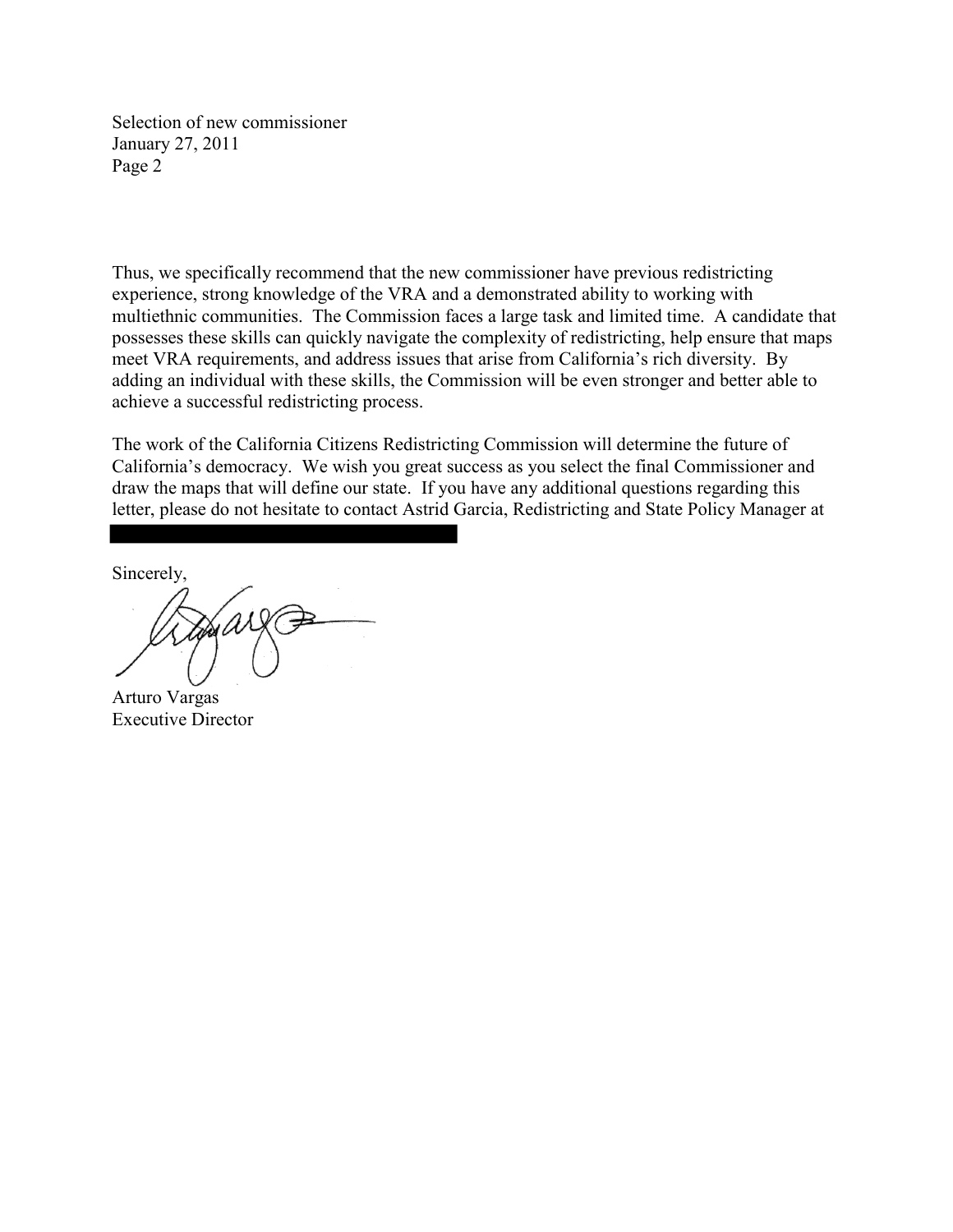Thus, we specifically recommend that the new commissioner have previous redistricting experience, strong knowledge of the VRA and a demonstrated ability to working with multiethnic communities. The Commission faces a large task and limited time. A candidate that possesses these skills can quickly navigate the complexity of redistricting, help ensure that maps meet VRA requirements, and address issues that arise from California's rich diversity. By adding an individual with these skills, the Commission will be even stronger and better able to achieve a successful redistricting process.

The work of the California Citizens Redistricting Commission will determine the future of California's democracy. We wish you great success as you select the final Commissioner and draw the maps that will define our state. If you have any additional questions regarding this letter, please do not hesitate to contact Astrid Garcia, Redistricting and State Policy Manager at

Sincerely,

Arturo Vargas
Executive Director